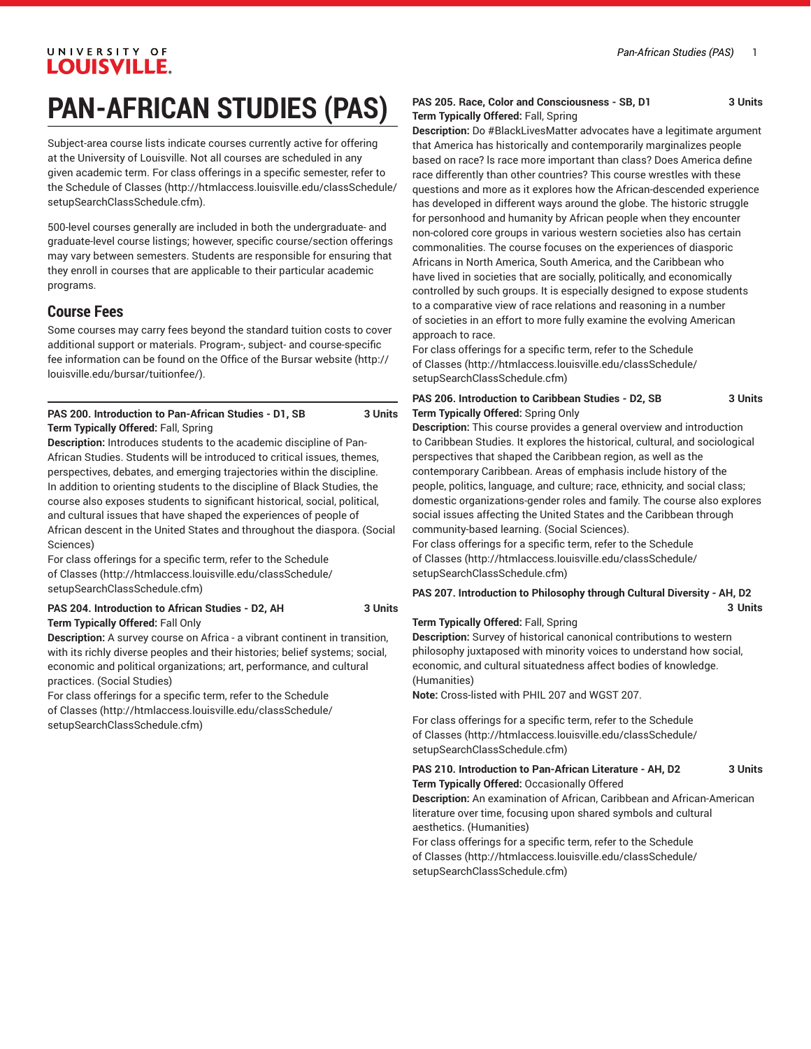# PAN-AFRICAN STUDIES (PAS)

Subject-area course lists indicate courses currently active for offering at the University of Louisville. Not all courses are scheduled in any given academic term. For class offerings in a specific semester, refer to the Schedule of Classes (http://htmlaccess.louisville.edu/classSchedule/setupSearchClassSchedule.cfm).

500-level courses generally are included in both the undergraduate- and graduate-level course listings; however, specific course/section offerings may vary between semesters. Students are responsible for ensuring that they enroll in courses that are applicable to their particular academic programs.

## Course Fees

Some courses may carry fees beyond the standard tuition costs to cover additional support or materials. Program-, subject- and course-specific fee information can be found on the Office of the Bursar website (http://louisville.edu/bursar/tuitionfee/).

**PAS 200. Introduction to Pan-African Studies - D1, SB 3 Units**
**Term Typically Offered:** Fall, Spring
**Description:** Introduces students to the academic discipline of Pan-African Studies. Students will be introduced to critical issues, themes, perspectives, debates, and emerging trajectories within the discipline. In addition to orienting students to the discipline of Black Studies, the course also exposes students to significant historical, social, political, and cultural issues that have shaped the experiences of people of African descent in the United States and throughout the diaspora. (Social Sciences)
For class offerings for a specific term, refer to the Schedule of Classes (http://htmlaccess.louisville.edu/classSchedule/setupSearchClassSchedule.cfm)

**PAS 204. Introduction to African Studies - D2, AH 3 Units**
**Term Typically Offered:** Fall Only
**Description:** A survey course on Africa - a vibrant continent in transition, with its richly diverse peoples and their histories; belief systems; social, economic and political organizations; art, performance, and cultural practices. (Social Studies)
For class offerings for a specific term, refer to the Schedule of Classes (http://htmlaccess.louisville.edu/classSchedule/setupSearchClassSchedule.cfm)

**PAS 205. Race, Color and Consciousness - SB, D1 3 Units**
**Term Typically Offered:** Fall, Spring
**Description:** Do #BlackLivesMatter advocates have a legitimate argument that America has historically and contemporarily marginalizes people based on race? Is race more important than class? Does America define race differently than other countries? This course wrestles with these questions and more as it explores how the African-descended experience has developed in different ways around the globe. The historic struggle for personhood and humanity by African people when they encounter non-colored core groups in various western societies also has certain commonalities. The course focuses on the experiences of diasporic Africans in North America, South America, and the Caribbean who have lived in societies that are socially, politically, and economically controlled by such groups. It is especially designed to expose students to a comparative view of race relations and reasoning in a number of societies in an effort to more fully examine the evolving American approach to race.
For class offerings for a specific term, refer to the Schedule of Classes (http://htmlaccess.louisville.edu/classSchedule/setupSearchClassSchedule.cfm)

**PAS 206. Introduction to Caribbean Studies - D2, SB 3 Units**
**Term Typically Offered:** Spring Only
**Description:** This course provides a general overview and introduction to Caribbean Studies. It explores the historical, cultural, and sociological perspectives that shaped the Caribbean region, as well as the contemporary Caribbean. Areas of emphasis include history of the people, politics, language, and culture; race, ethnicity, and social class; domestic organizations-gender roles and family. The course also explores social issues affecting the United States and the Caribbean through community-based learning. (Social Sciences).
For class offerings for a specific term, refer to the Schedule of Classes (http://htmlaccess.louisville.edu/classSchedule/setupSearchClassSchedule.cfm)

**PAS 207. Introduction to Philosophy through Cultural Diversity - AH, D2 3 Units**
**Term Typically Offered:** Fall, Spring
**Description:** Survey of historical canonical contributions to western philosophy juxtaposed with minority voices to understand how social, economic, and cultural situatedness affect bodies of knowledge. (Humanities)
**Note:** Cross-listed with PHIL 207 and WGST 207.

For class offerings for a specific term, refer to the Schedule of Classes (http://htmlaccess.louisville.edu/classSchedule/setupSearchClassSchedule.cfm)

**PAS 210. Introduction to Pan-African Literature - AH, D2 3 Units**
**Term Typically Offered:** Occasionally Offered
**Description:** An examination of African, Caribbean and African-American literature over time, focusing upon shared symbols and cultural aesthetics. (Humanities)
For class offerings for a specific term, refer to the Schedule of Classes (http://htmlaccess.louisville.edu/classSchedule/setupSearchClassSchedule.cfm)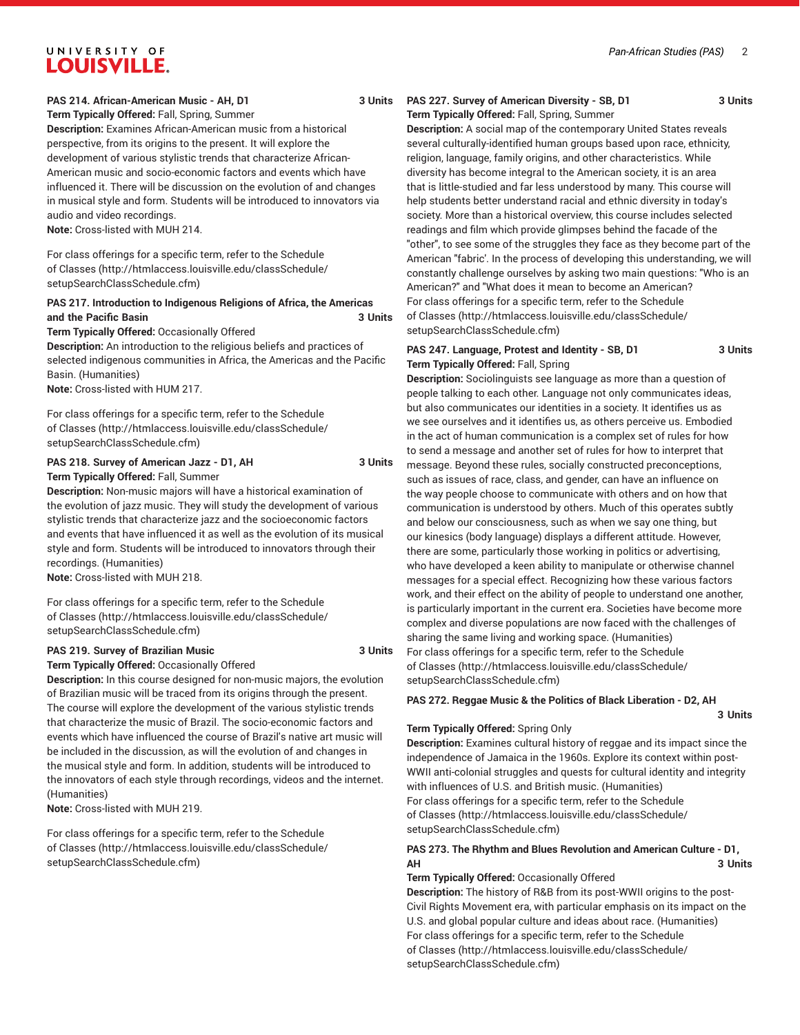**PAS 214. African-American Music - AH, D1** **3 Units**

**Term Typically Offered:** Fall, Spring, Summer

**Description:** Examines African-American music from a historical perspective, from its origins to the present. It will explore the development of various stylistic trends that characterize African-American music and socio-economic factors and events which have influenced it. There will be discussion on the evolution of and changes in musical style and form. Students will be introduced to innovators via audio and video recordings.

**Note:** Cross-listed with MUH 214.

For class offerings for a specific term, refer to the Schedule of Classes (http://htmlaccess.louisville.edu/classSchedule/setupSearchClassSchedule.cfm)

**PAS 217. Introduction to Indigenous Religions of Africa, the Americas and the Pacific Basin** **3 Units**

**Term Typically Offered:** Occasionally Offered

**Description:** An introduction to the religious beliefs and practices of selected indigenous communities in Africa, the Americas and the Pacific Basin. (Humanities)

**Note:** Cross-listed with HUM 217.

For class offerings for a specific term, refer to the Schedule of Classes (http://htmlaccess.louisville.edu/classSchedule/setupSearchClassSchedule.cfm)

**PAS 218. Survey of American Jazz - D1, AH** **3 Units**

**Term Typically Offered:** Fall, Summer

**Description:** Non-music majors will have a historical examination of the evolution of jazz music. They will study the development of various stylistic trends that characterize jazz and the socioeconomic factors and events that have influenced it as well as the evolution of its musical style and form. Students will be introduced to innovators through their recordings. (Humanities)

**Note:** Cross-listed with MUH 218.

For class offerings for a specific term, refer to the Schedule of Classes (http://htmlaccess.louisville.edu/classSchedule/setupSearchClassSchedule.cfm)

**PAS 219. Survey of Brazilian Music** **3 Units**

**Term Typically Offered:** Occasionally Offered

**Description:** In this course designed for non-music majors, the evolution of Brazilian music will be traced from its origins through the present. The course will explore the development of the various stylistic trends that characterize the music of Brazil. The socio-economic factors and events which have influenced the course of Brazil's native art music will be included in the discussion, as will the evolution of and changes in the musical style and form. In addition, students will be introduced to the innovators of each style through recordings, videos and the internet. (Humanities)

**Note:** Cross-listed with MUH 219.

For class offerings for a specific term, refer to the Schedule of Classes (http://htmlaccess.louisville.edu/classSchedule/setupSearchClassSchedule.cfm)

**PAS 227. Survey of American Diversity - SB, D1** **3 Units**

**Term Typically Offered:** Fall, Spring, Summer

**Description:** A social map of the contemporary United States reveals several culturally-identified human groups based upon race, ethnicity, religion, language, family origins, and other characteristics. While diversity has become integral to the American society, it is an area that is little-studied and far less understood by many. This course will help students better understand racial and ethnic diversity in today's society. More than a historical overview, this course includes selected readings and film which provide glimpses behind the facade of the "other", to see some of the struggles they face as they become part of the American "fabric'. In the process of developing this understanding, we will constantly challenge ourselves by asking two main questions: "Who is an American?" and "What does it mean to become an American?
For class offerings for a specific term, refer to the Schedule of Classes (http://htmlaccess.louisville.edu/classSchedule/setupSearchClassSchedule.cfm)

**PAS 247. Language, Protest and Identity - SB, D1** **3 Units**

**Term Typically Offered:** Fall, Spring

**Description:** Sociolinguists see language as more than a question of people talking to each other. Language not only communicates ideas, but also communicates our identities in a society. It identifies us as we see ourselves and it identifies us, as others perceive us. Embodied in the act of human communication is a complex set of rules for how to send a message and another set of rules for how to interpret that message. Beyond these rules, socially constructed preconceptions, such as issues of race, class, and gender, can have an influence on the way people choose to communicate with others and on how that communication is understood by others. Much of this operates subtly and below our consciousness, such as when we say one thing, but our kinesics (body language) displays a different attitude. However, there are some, particularly those working in politics or advertising, who have developed a keen ability to manipulate or otherwise channel messages for a special effect. Recognizing how these various factors work, and their effect on the ability of people to understand one another, is particularly important in the current era. Societies have become more complex and diverse populations are now faced with the challenges of sharing the same living and working space. (Humanities)
For class offerings for a specific term, refer to the Schedule of Classes (http://htmlaccess.louisville.edu/classSchedule/setupSearchClassSchedule.cfm)

**PAS 272. Reggae Music & the Politics of Black Liberation - D2, AH** **3 Units**

**Term Typically Offered:** Spring Only

**Description:** Examines cultural history of reggae and its impact since the independence of Jamaica in the 1960s. Explore its context within post-WWII anti-colonial struggles and quests for cultural identity and integrity with influences of U.S. and British music. (Humanities)
For class offerings for a specific term, refer to the Schedule of Classes (http://htmlaccess.louisville.edu/classSchedule/setupSearchClassSchedule.cfm)

**PAS 273. The Rhythm and Blues Revolution and American Culture - D1, AH** **3 Units**

**Term Typically Offered:** Occasionally Offered

**Description:** The history of R&B from its post-WWII origins to the post-Civil Rights Movement era, with particular emphasis on its impact on the U.S. and global popular culture and ideas about race. (Humanities)
For class offerings for a specific term, refer to the Schedule of Classes (http://htmlaccess.louisville.edu/classSchedule/setupSearchClassSchedule.cfm)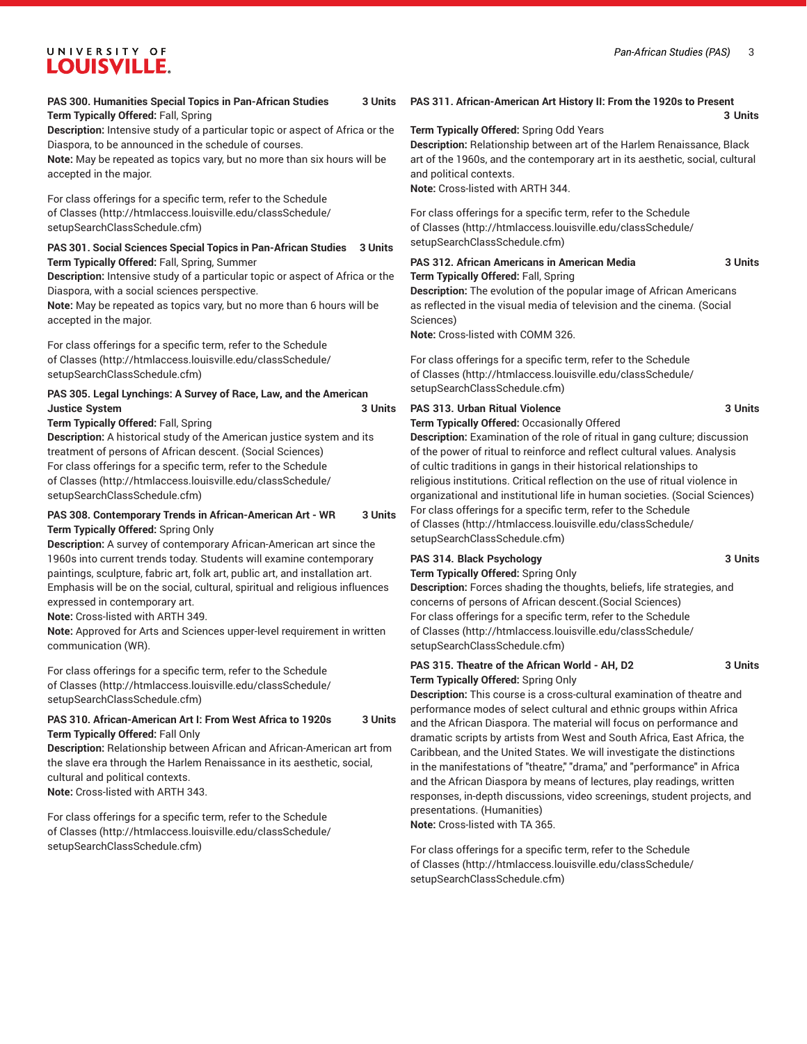**PAS 300. Humanities Special Topics in Pan-African Studies 3 Units**

**Term Typically Offered:** Fall, Spring

**Description:** Intensive study of a particular topic or aspect of Africa or the Diaspora, to be announced in the schedule of courses.

**Note:** May be repeated as topics vary, but no more than six hours will be accepted in the major.

For class offerings for a specific term, refer to the Schedule of Classes (http://htmlaccess.louisville.edu/classSchedule/setupSearchClassSchedule.cfm)

**PAS 301. Social Sciences Special Topics in Pan-African Studies 3 Units**

**Term Typically Offered:** Fall, Spring, Summer

**Description:** Intensive study of a particular topic or aspect of Africa or the Diaspora, with a social sciences perspective.

**Note:** May be repeated as topics vary, but no more than 6 hours will be accepted in the major.

For class offerings for a specific term, refer to the Schedule of Classes (http://htmlaccess.louisville.edu/classSchedule/setupSearchClassSchedule.cfm)

**PAS 305. Legal Lynchings: A Survey of Race, Law, and the American Justice System 3 Units**

**Term Typically Offered:** Fall, Spring

**Description:** A historical study of the American justice system and its treatment of persons of African descent. (Social Sciences)

For class offerings for a specific term, refer to the Schedule of Classes (http://htmlaccess.louisville.edu/classSchedule/setupSearchClassSchedule.cfm)

**PAS 308. Contemporary Trends in African-American Art - WR 3 Units**

**Term Typically Offered:** Spring Only

**Description:** A survey of contemporary African-American art since the 1960s into current trends today. Students will examine contemporary paintings, sculpture, fabric art, folk art, public art, and installation art. Emphasis will be on the social, cultural, spiritual and religious influences expressed in contemporary art.

**Note:** Cross-listed with ARTH 349.

**Note:** Approved for Arts and Sciences upper-level requirement in written communication (WR).

For class offerings for a specific term, refer to the Schedule of Classes (http://htmlaccess.louisville.edu/classSchedule/setupSearchClassSchedule.cfm)

**PAS 310. African-American Art I: From West Africa to 1920s 3 Units**

**Term Typically Offered:** Fall Only

**Description:** Relationship between African and African-American art from the slave era through the Harlem Renaissance in its aesthetic, social, cultural and political contexts.

**Note:** Cross-listed with ARTH 343.

For class offerings for a specific term, refer to the Schedule of Classes (http://htmlaccess.louisville.edu/classSchedule/setupSearchClassSchedule.cfm)

**PAS 311. African-American Art History II: From the 1920s to Present 3 Units**

**Term Typically Offered:** Spring Odd Years

**Description:** Relationship between art of the Harlem Renaissance, Black art of the 1960s, and the contemporary art in its aesthetic, social, cultural and political contexts.

**Note:** Cross-listed with ARTH 344.

For class offerings for a specific term, refer to the Schedule of Classes (http://htmlaccess.louisville.edu/classSchedule/setupSearchClassSchedule.cfm)

**PAS 312. African Americans in American Media 3 Units**

**Term Typically Offered:** Fall, Spring

**Description:** The evolution of the popular image of African Americans as reflected in the visual media of television and the cinema. (Social Sciences)

**Note:** Cross-listed with COMM 326.

For class offerings for a specific term, refer to the Schedule of Classes (http://htmlaccess.louisville.edu/classSchedule/setupSearchClassSchedule.cfm)

**PAS 313. Urban Ritual Violence 3 Units**

**Term Typically Offered:** Occasionally Offered

**Description:** Examination of the role of ritual in gang culture; discussion of the power of ritual to reinforce and reflect cultural values. Analysis of cultic traditions in gangs in their historical relationships to religious institutions. Critical reflection on the use of ritual violence in organizational and institutional life in human societies. (Social Sciences)

For class offerings for a specific term, refer to the Schedule of Classes (http://htmlaccess.louisville.edu/classSchedule/setupSearchClassSchedule.cfm)

**PAS 314. Black Psychology 3 Units**

**Term Typically Offered:** Spring Only

**Description:** Forces shading the thoughts, beliefs, life strategies, and concerns of persons of African descent.(Social Sciences)

For class offerings for a specific term, refer to the Schedule of Classes (http://htmlaccess.louisville.edu/classSchedule/setupSearchClassSchedule.cfm)

**PAS 315. Theatre of the African World - AH, D2 3 Units**

**Term Typically Offered:** Spring Only

**Description:** This course is a cross-cultural examination of theatre and performance modes of select cultural and ethnic groups within Africa and the African Diaspora. The material will focus on performance and dramatic scripts by artists from West and South Africa, East Africa, the Caribbean, and the United States. We will investigate the distinctions in the manifestations of "theatre," "drama," and "performance" in Africa and the African Diaspora by means of lectures, play readings, written responses, in-depth discussions, video screenings, student projects, and presentations. (Humanities)

**Note:** Cross-listed with TA 365.

For class offerings for a specific term, refer to the Schedule of Classes (http://htmlaccess.louisville.edu/classSchedule/setupSearchClassSchedule.cfm)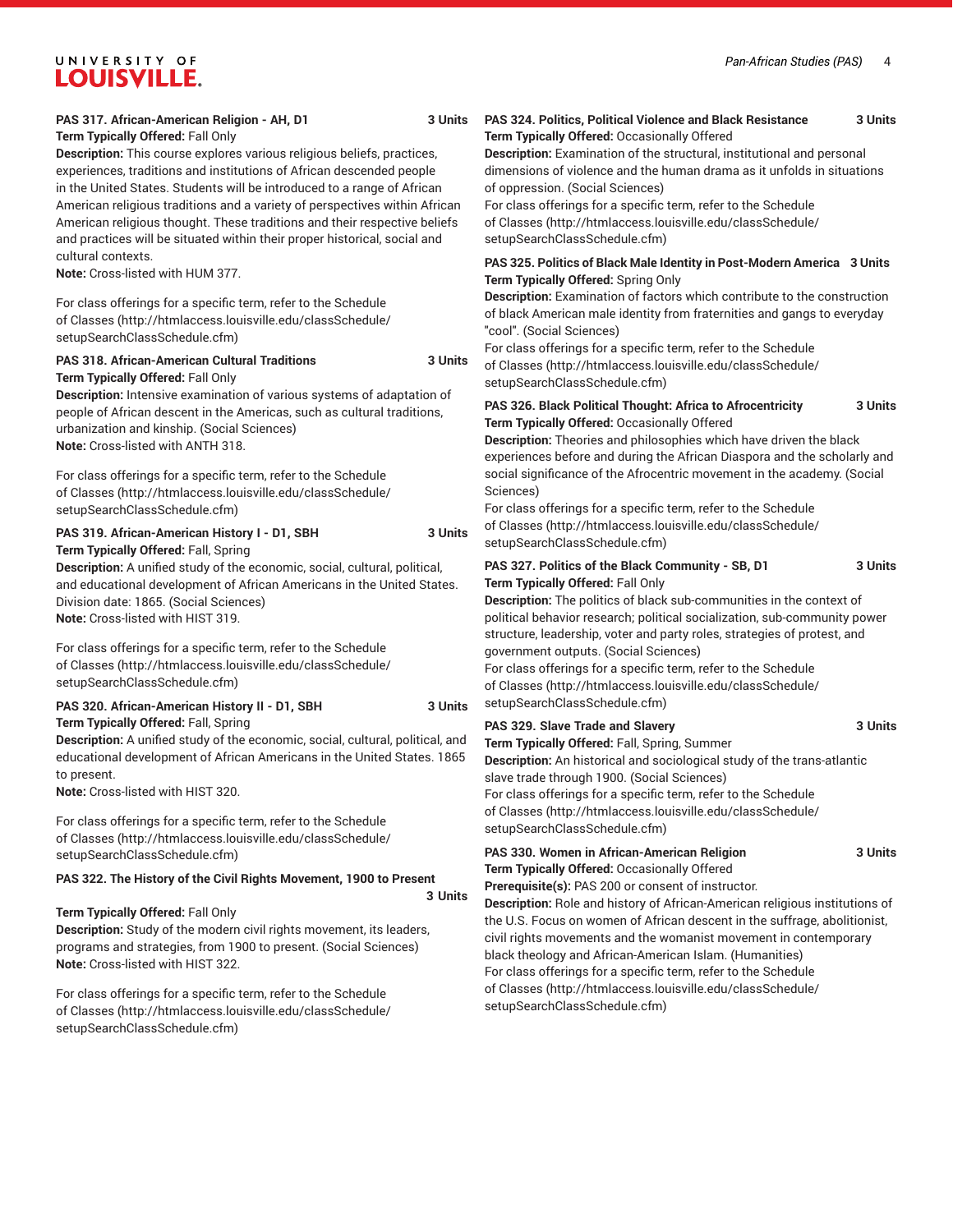**PAS 317. African-American Religion - AH, D1** **3 Units**

**Term Typically Offered:** Fall Only

**Description:** This course explores various religious beliefs, practices, experiences, traditions and institutions of African descended people in the United States. Students will be introduced to a range of African American religious traditions and a variety of perspectives within African American religious thought. These traditions and their respective beliefs and practices will be situated within their proper historical, social and cultural contexts.

**Note:** Cross-listed with HUM 377.

For class offerings for a specific term, refer to the Schedule of Classes (http://htmlaccess.louisville.edu/classSchedule/setupSearchClassSchedule.cfm)

**PAS 318. African-American Cultural Traditions** **3 Units**

**Term Typically Offered:** Fall Only

**Description:** Intensive examination of various systems of adaptation of people of African descent in the Americas, such as cultural traditions, urbanization and kinship. (Social Sciences)

**Note:** Cross-listed with ANTH 318.

For class offerings for a specific term, refer to the Schedule of Classes (http://htmlaccess.louisville.edu/classSchedule/setupSearchClassSchedule.cfm)

**PAS 319. African-American History I - D1, SBH** **3 Units**

**Term Typically Offered:** Fall, Spring

**Description:** A unified study of the economic, social, cultural, political, and educational development of African Americans in the United States. Division date: 1865. (Social Sciences)

**Note:** Cross-listed with HIST 319.

For class offerings for a specific term, refer to the Schedule of Classes (http://htmlaccess.louisville.edu/classSchedule/setupSearchClassSchedule.cfm)

**PAS 320. African-American History II - D1, SBH** **3 Units**

**Term Typically Offered:** Fall, Spring

**Description:** A unified study of the economic, social, cultural, political, and educational development of African Americans in the United States. 1865 to present.

**Note:** Cross-listed with HIST 320.

For class offerings for a specific term, refer to the Schedule of Classes (http://htmlaccess.louisville.edu/classSchedule/setupSearchClassSchedule.cfm)

**PAS 322. The History of the Civil Rights Movement, 1900 to Present** **3 Units**

**Term Typically Offered:** Fall Only

**Description:** Study of the modern civil rights movement, its leaders, programs and strategies, from 1900 to present. (Social Sciences)

**Note:** Cross-listed with HIST 322.

For class offerings for a specific term, refer to the Schedule of Classes (http://htmlaccess.louisville.edu/classSchedule/setupSearchClassSchedule.cfm)

**PAS 324. Politics, Political Violence and Black Resistance** **3 Units**

**Term Typically Offered:** Occasionally Offered

**Description:** Examination of the structural, institutional and personal dimensions of violence and the human drama as it unfolds in situations of oppression. (Social Sciences)

For class offerings for a specific term, refer to the Schedule of Classes (http://htmlaccess.louisville.edu/classSchedule/setupSearchClassSchedule.cfm)

**PAS 325. Politics of Black Male Identity in Post-Modern America** **3 Units**

**Term Typically Offered:** Spring Only

**Description:** Examination of factors which contribute to the construction of black American male identity from fraternities and gangs to everyday "cool". (Social Sciences)

For class offerings for a specific term, refer to the Schedule of Classes (http://htmlaccess.louisville.edu/classSchedule/setupSearchClassSchedule.cfm)

**PAS 326. Black Political Thought: Africa to Afrocentricity** **3 Units**

**Term Typically Offered:** Occasionally Offered

**Description:** Theories and philosophies which have driven the black experiences before and during the African Diaspora and the scholarly and social significance of the Afrocentric movement in the academy. (Social Sciences)

For class offerings for a specific term, refer to the Schedule of Classes (http://htmlaccess.louisville.edu/classSchedule/setupSearchClassSchedule.cfm)

**PAS 327. Politics of the Black Community - SB, D1** **3 Units**

**Term Typically Offered:** Fall Only

**Description:** The politics of black sub-communities in the context of political behavior research; political socialization, sub-community power structure, leadership, voter and party roles, strategies of protest, and government outputs. (Social Sciences)

For class offerings for a specific term, refer to the Schedule of Classes (http://htmlaccess.louisville.edu/classSchedule/setupSearchClassSchedule.cfm)

**PAS 329. Slave Trade and Slavery** **3 Units**

**Term Typically Offered:** Fall, Spring, Summer

**Description:** An historical and sociological study of the trans-atlantic slave trade through 1900. (Social Sciences)

For class offerings for a specific term, refer to the Schedule of Classes (http://htmlaccess.louisville.edu/classSchedule/setupSearchClassSchedule.cfm)

**PAS 330. Women in African-American Religion** **3 Units**

**Term Typically Offered:** Occasionally Offered

**Prerequisite(s):** PAS 200 or consent of instructor.

**Description:** Role and history of African-American religious institutions of the U.S. Focus on women of African descent in the suffrage, abolitionist, civil rights movements and the womanist movement in contemporary black theology and African-American Islam. (Humanities)

For class offerings for a specific term, refer to the Schedule of Classes (http://htmlaccess.louisville.edu/classSchedule/setupSearchClassSchedule.cfm)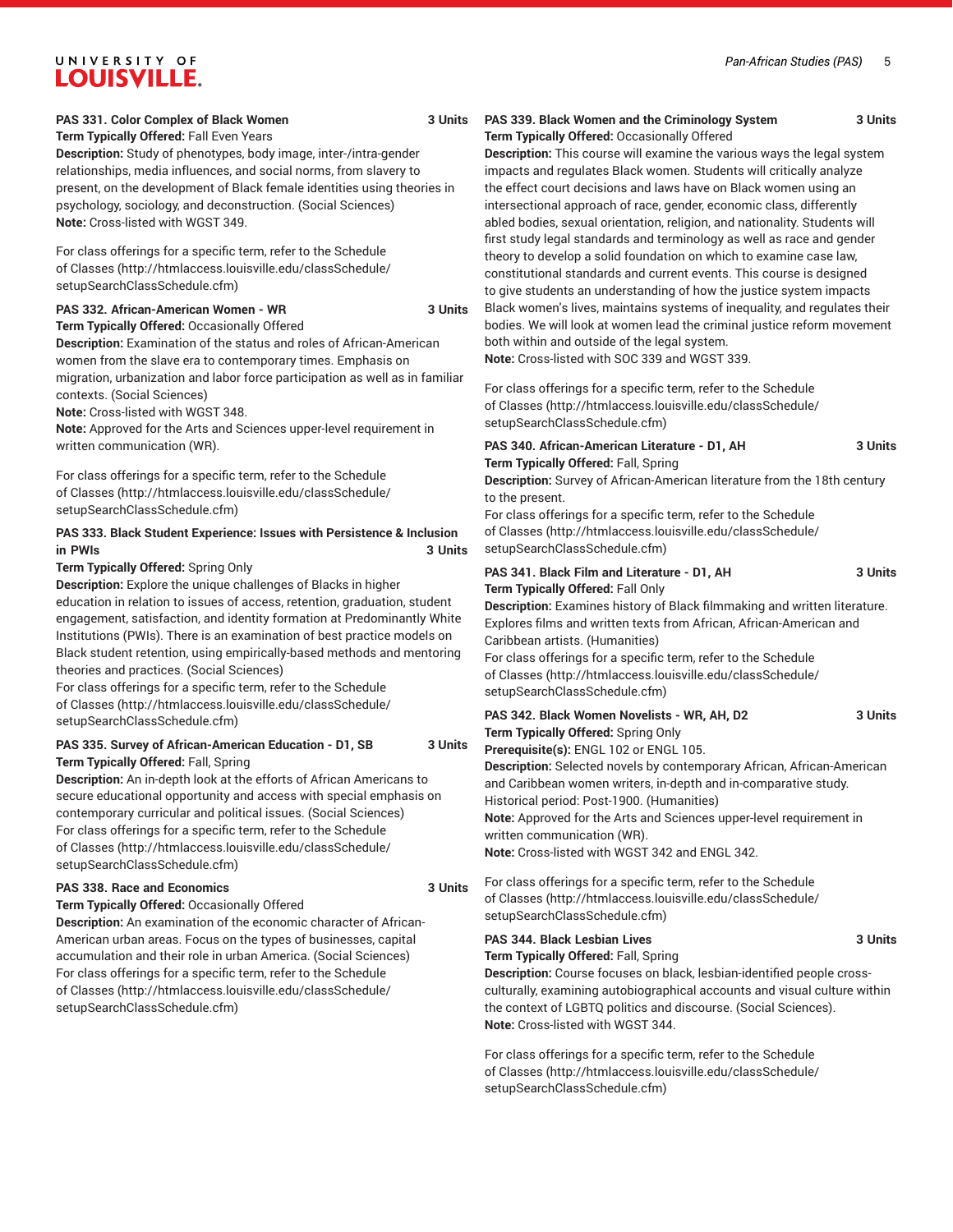**PAS 331. Color Complex of Black Women 3 Units**

**Term Typically Offered:** Fall Even Years

**Description:** Study of phenotypes, body image, inter-/intra-gender relationships, media influences, and social norms, from slavery to present, on the development of Black female identities using theories in psychology, sociology, and deconstruction. (Social Sciences)

**Note:** Cross-listed with WGST 349.

For class offerings for a specific term, refer to the Schedule of Classes (http://htmlaccess.louisville.edu/classSchedule/setupSearchClassSchedule.cfm)

**PAS 332. African-American Women - WR 3 Units**

**Term Typically Offered:** Occasionally Offered

**Description:** Examination of the status and roles of African-American women from the slave era to contemporary times. Emphasis on migration, urbanization and labor force participation as well as in familiar contexts. (Social Sciences)

**Note:** Cross-listed with WGST 348.

**Note:** Approved for the Arts and Sciences upper-level requirement in written communication (WR).

For class offerings for a specific term, refer to the Schedule of Classes (http://htmlaccess.louisville.edu/classSchedule/setupSearchClassSchedule.cfm)

**PAS 333. Black Student Experience: Issues with Persistence & Inclusion in PWIs 3 Units**

**Term Typically Offered:** Spring Only

**Description:** Explore the unique challenges of Blacks in higher education in relation to issues of access, retention, graduation, student engagement, satisfaction, and identity formation at Predominantly White Institutions (PWIs). There is an examination of best practice models on Black student retention, using empirically-based methods and mentoring theories and practices. (Social Sciences)

For class offerings for a specific term, refer to the Schedule of Classes (http://htmlaccess.louisville.edu/classSchedule/setupSearchClassSchedule.cfm)

**PAS 335. Survey of African-American Education - D1, SB 3 Units**

**Term Typically Offered:** Fall, Spring

**Description:** An in-depth look at the efforts of African Americans to secure educational opportunity and access with special emphasis on contemporary curricular and political issues. (Social Sciences)

For class offerings for a specific term, refer to the Schedule of Classes (http://htmlaccess.louisville.edu/classSchedule/setupSearchClassSchedule.cfm)

**PAS 338. Race and Economics 3 Units**

**Term Typically Offered:** Occasionally Offered

**Description:** An examination of the economic character of African-American urban areas. Focus on the types of businesses, capital accumulation and their role in urban America. (Social Sciences)

For class offerings for a specific term, refer to the Schedule of Classes (http://htmlaccess.louisville.edu/classSchedule/setupSearchClassSchedule.cfm)

**PAS 339. Black Women and the Criminology System 3 Units**

**Term Typically Offered:** Occasionally Offered

**Description:** This course will examine the various ways the legal system impacts and regulates Black women. Students will critically analyze the effect court decisions and laws have on Black women using an intersectional approach of race, gender, economic class, differently abled bodies, sexual orientation, religion, and nationality. Students will first study legal standards and terminology as well as race and gender theory to develop a solid foundation on which to examine case law, constitutional standards and current events. This course is designed to give students an understanding of how the justice system impacts Black women's lives, maintains systems of inequality, and regulates their bodies. We will look at women lead the criminal justice reform movement both within and outside of the legal system.

**Note:** Cross-listed with SOC 339 and WGST 339.

For class offerings for a specific term, refer to the Schedule of Classes (http://htmlaccess.louisville.edu/classSchedule/setupSearchClassSchedule.cfm)

**PAS 340. African-American Literature - D1, AH 3 Units**

**Term Typically Offered:** Fall, Spring

**Description:** Survey of African-American literature from the 18th century to the present.

For class offerings for a specific term, refer to the Schedule of Classes (http://htmlaccess.louisville.edu/classSchedule/setupSearchClassSchedule.cfm)

**PAS 341. Black Film and Literature - D1, AH 3 Units**

**Term Typically Offered:** Fall Only

**Description:** Examines history of Black filmmaking and written literature. Explores films and written texts from African, African-American and Caribbean artists. (Humanities)

For class offerings for a specific term, refer to the Schedule of Classes (http://htmlaccess.louisville.edu/classSchedule/setupSearchClassSchedule.cfm)

**PAS 342. Black Women Novelists - WR, AH, D2 3 Units**

**Term Typically Offered:** Spring Only

**Prerequisite(s):** ENGL 102 or ENGL 105.

**Description:** Selected novels by contemporary African, African-American and Caribbean women writers, in-depth and in-comparative study. Historical period: Post-1900. (Humanities)

**Note:** Approved for the Arts and Sciences upper-level requirement in written communication (WR).

**Note:** Cross-listed with WGST 342 and ENGL 342.

For class offerings for a specific term, refer to the Schedule of Classes (http://htmlaccess.louisville.edu/classSchedule/setupSearchClassSchedule.cfm)

**PAS 344. Black Lesbian Lives 3 Units**

**Term Typically Offered:** Fall, Spring

**Description:** Course focuses on black, lesbian-identified people cross-culturally, examining autobiographical accounts and visual culture within the context of LGBTQ politics and discourse. (Social Sciences).

**Note:** Cross-listed with WGST 344.

For class offerings for a specific term, refer to the Schedule of Classes (http://htmlaccess.louisville.edu/classSchedule/setupSearchClassSchedule.cfm)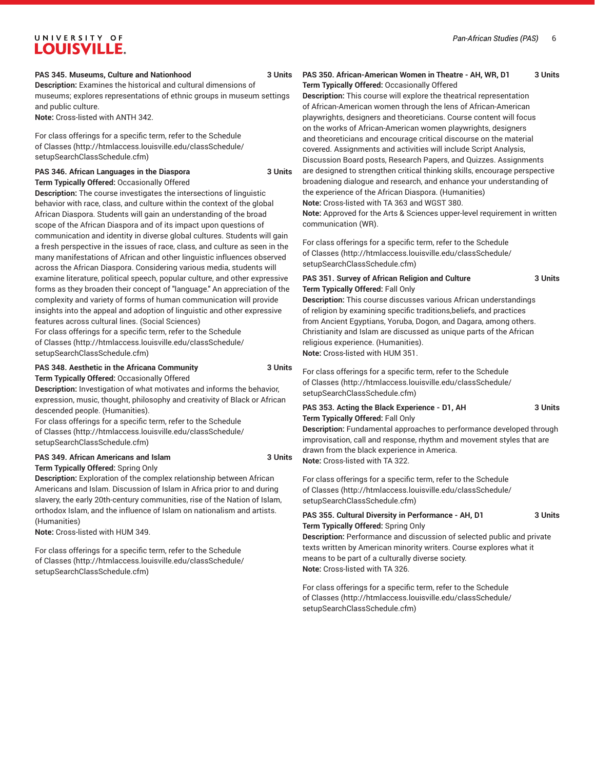**PAS 345. Museums, Culture and Nationhood** **3 Units**

**Description:** Examines the historical and cultural dimensions of museums; explores representations of ethnic groups in museum settings and public culture.

**Note:** Cross-listed with ANTH 342.

For class offerings for a specific term, refer to the Schedule of Classes (http://htmlaccess.louisville.edu/classSchedule/setupSearchClassSchedule.cfm)

**PAS 346. African Languages in the Diaspora** **3 Units**

**Term Typically Offered:** Occasionally Offered

**Description:** The course investigates the intersections of linguistic behavior with race, class, and culture within the context of the global African Diaspora. Students will gain an understanding of the broad scope of the African Diaspora and of its impact upon questions of communication and identity in diverse global cultures. Students will gain a fresh perspective in the issues of race, class, and culture as seen in the many manifestations of African and other linguistic influences observed across the African Diaspora. Considering various media, students will examine literature, political speech, popular culture, and other expressive forms as they broaden their concept of "language." An appreciation of the complexity and variety of forms of human communication will provide insights into the appeal and adoption of linguistic and other expressive features across cultural lines. (Social Sciences)

For class offerings for a specific term, refer to the Schedule of Classes (http://htmlaccess.louisville.edu/classSchedule/setupSearchClassSchedule.cfm)

**PAS 348. Aesthetic in the Africana Community** **3 Units**

**Term Typically Offered:** Occasionally Offered

**Description:** Investigation of what motivates and informs the behavior, expression, music, thought, philosophy and creativity of Black or African descended people. (Humanities).

For class offerings for a specific term, refer to the Schedule of Classes (http://htmlaccess.louisville.edu/classSchedule/setupSearchClassSchedule.cfm)

**PAS 349. African Americans and Islam** **3 Units**

**Term Typically Offered:** Spring Only

**Description:** Exploration of the complex relationship between African Americans and Islam. Discussion of Islam in Africa prior to and during slavery, the early 20th-century communities, rise of the Nation of Islam, orthodox Islam, and the influence of Islam on nationalism and artists. (Humanities)

**Note:** Cross-listed with HUM 349.

For class offerings for a specific term, refer to the Schedule of Classes (http://htmlaccess.louisville.edu/classSchedule/setupSearchClassSchedule.cfm)

**PAS 350. African-American Women in Theatre - AH, WR, D1** **3 Units**

**Term Typically Offered:** Occasionally Offered

**Description:** This course will explore the theatrical representation of African-American women through the lens of African-American playwrights, designers and theoreticians. Course content will focus on the works of African-American women playwrights, designers and theoreticians and encourage critical discourse on the material covered. Assignments and activities will include Script Analysis, Discussion Board posts, Research Papers, and Quizzes. Assignments are designed to strengthen critical thinking skills, encourage perspective broadening dialogue and research, and enhance your understanding of the experience of the African Diaspora. (Humanities)

**Note:** Cross-listed with TA 363 and WGST 380.

**Note:** Approved for the Arts & Sciences upper-level requirement in written communication (WR).

For class offerings for a specific term, refer to the Schedule of Classes (http://htmlaccess.louisville.edu/classSchedule/setupSearchClassSchedule.cfm)

**PAS 351. Survey of African Religion and Culture** **3 Units**

**Term Typically Offered:** Fall Only

**Description:** This course discusses various African understandings of religion by examining specific traditions,beliefs, and practices from Ancient Egyptians, Yoruba, Dogon, and Dagara, among others. Christianity and Islam are discussed as unique parts of the African religious experience. (Humanities).

**Note:** Cross-listed with HUM 351.

For class offerings for a specific term, refer to the Schedule of Classes (http://htmlaccess.louisville.edu/classSchedule/setupSearchClassSchedule.cfm)

**PAS 353. Acting the Black Experience - D1, AH** **3 Units**

**Term Typically Offered:** Fall Only

**Description:** Fundamental approaches to performance developed through improvisation, call and response, rhythm and movement styles that are drawn from the black experience in America.

**Note:** Cross-listed with TA 322.

For class offerings for a specific term, refer to the Schedule of Classes (http://htmlaccess.louisville.edu/classSchedule/setupSearchClassSchedule.cfm)

**PAS 355. Cultural Diversity in Performance - AH, D1** **3 Units**

**Term Typically Offered:** Spring Only

**Description:** Performance and discussion of selected public and private texts written by American minority writers. Course explores what it means to be part of a culturally diverse society.

**Note:** Cross-listed with TA 326.

For class offerings for a specific term, refer to the Schedule of Classes (http://htmlaccess.louisville.edu/classSchedule/setupSearchClassSchedule.cfm)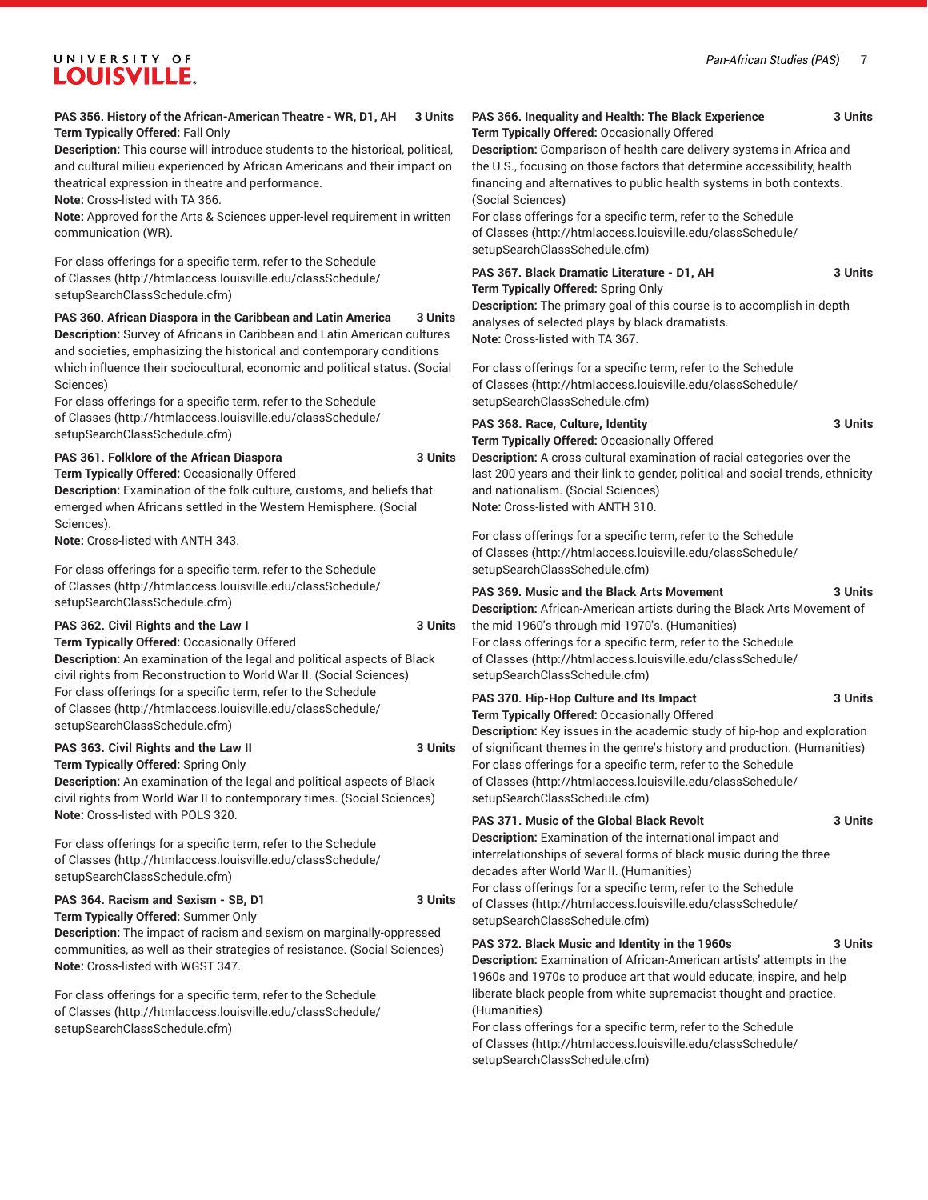**PAS 356. History of the African-American Theatre - WR, D1, AH 3 Units**

**Term Typically Offered:** Fall Only

**Description:** This course will introduce students to the historical, political, and cultural milieu experienced by African Americans and their impact on theatrical expression in theatre and performance.

**Note:** Cross-listed with TA 366.

**Note:** Approved for the Arts & Sciences upper-level requirement in written communication (WR).

For class offerings for a specific term, refer to the Schedule of Classes (http://htmlaccess.louisville.edu/classSchedule/setupSearchClassSchedule.cfm)

**PAS 360. African Diaspora in the Caribbean and Latin America 3 Units**

**Description:** Survey of Africans in Caribbean and Latin American cultures and societies, emphasizing the historical and contemporary conditions which influence their sociocultural, economic and political status. (Social Sciences)

For class offerings for a specific term, refer to the Schedule of Classes (http://htmlaccess.louisville.edu/classSchedule/setupSearchClassSchedule.cfm)

**PAS 361. Folklore of the African Diaspora 3 Units**

**Term Typically Offered:** Occasionally Offered

**Description:** Examination of the folk culture, customs, and beliefs that emerged when Africans settled in the Western Hemisphere. (Social Sciences).

**Note:** Cross-listed with ANTH 343.

For class offerings for a specific term, refer to the Schedule of Classes (http://htmlaccess.louisville.edu/classSchedule/setupSearchClassSchedule.cfm)

**PAS 362. Civil Rights and the Law I 3 Units**

**Term Typically Offered:** Occasionally Offered

**Description:** An examination of the legal and political aspects of Black civil rights from Reconstruction to World War II. (Social Sciences)

For class offerings for a specific term, refer to the Schedule of Classes (http://htmlaccess.louisville.edu/classSchedule/setupSearchClassSchedule.cfm)

**PAS 363. Civil Rights and the Law II 3 Units**

**Term Typically Offered:** Spring Only

**Description:** An examination of the legal and political aspects of Black civil rights from World War II to contemporary times. (Social Sciences)

**Note:** Cross-listed with POLS 320.

For class offerings for a specific term, refer to the Schedule of Classes (http://htmlaccess.louisville.edu/classSchedule/setupSearchClassSchedule.cfm)

**PAS 364. Racism and Sexism - SB, D1 3 Units**

**Term Typically Offered:** Summer Only

**Description:** The impact of racism and sexism on marginally-oppressed communities, as well as their strategies of resistance. (Social Sciences)

**Note:** Cross-listed with WGST 347.

For class offerings for a specific term, refer to the Schedule of Classes (http://htmlaccess.louisville.edu/classSchedule/setupSearchClassSchedule.cfm)

**PAS 366. Inequality and Health: The Black Experience 3 Units**

**Term Typically Offered:** Occasionally Offered

**Description:** Comparison of health care delivery systems in Africa and the U.S., focusing on those factors that determine accessibility, health financing and alternatives to public health systems in both contexts. (Social Sciences)

For class offerings for a specific term, refer to the Schedule of Classes (http://htmlaccess.louisville.edu/classSchedule/setupSearchClassSchedule.cfm)

**PAS 367. Black Dramatic Literature - D1, AH 3 Units**

**Term Typically Offered:** Spring Only

**Description:** The primary goal of this course is to accomplish in-depth analyses of selected plays by black dramatists.

**Note:** Cross-listed with TA 367.

For class offerings for a specific term, refer to the Schedule of Classes (http://htmlaccess.louisville.edu/classSchedule/setupSearchClassSchedule.cfm)

**PAS 368. Race, Culture, Identity 3 Units**

**Term Typically Offered:** Occasionally Offered

**Description:** A cross-cultural examination of racial categories over the last 200 years and their link to gender, political and social trends, ethnicity and nationalism. (Social Sciences)

**Note:** Cross-listed with ANTH 310.

For class offerings for a specific term, refer to the Schedule of Classes (http://htmlaccess.louisville.edu/classSchedule/setupSearchClassSchedule.cfm)

**PAS 369. Music and the Black Arts Movement 3 Units**

**Description:** African-American artists during the Black Arts Movement of the mid-1960's through mid-1970's. (Humanities)

For class offerings for a specific term, refer to the Schedule of Classes (http://htmlaccess.louisville.edu/classSchedule/setupSearchClassSchedule.cfm)

**PAS 370. Hip-Hop Culture and Its Impact 3 Units**

**Term Typically Offered:** Occasionally Offered

**Description:** Key issues in the academic study of hip-hop and exploration of significant themes in the genre's history and production. (Humanities)

For class offerings for a specific term, refer to the Schedule of Classes (http://htmlaccess.louisville.edu/classSchedule/setupSearchClassSchedule.cfm)

**PAS 371. Music of the Global Black Revolt 3 Units**

**Description:** Examination of the international impact and interrelationships of several forms of black music during the three decades after World War II. (Humanities)

For class offerings for a specific term, refer to the Schedule of Classes (http://htmlaccess.louisville.edu/classSchedule/setupSearchClassSchedule.cfm)

**PAS 372. Black Music and Identity in the 1960s 3 Units**

**Description:** Examination of African-American artists' attempts in the 1960s and 1970s to produce art that would educate, inspire, and help liberate black people from white supremacist thought and practice. (Humanities)

For class offerings for a specific term, refer to the Schedule of Classes (http://htmlaccess.louisville.edu/classSchedule/setupSearchClassSchedule.cfm)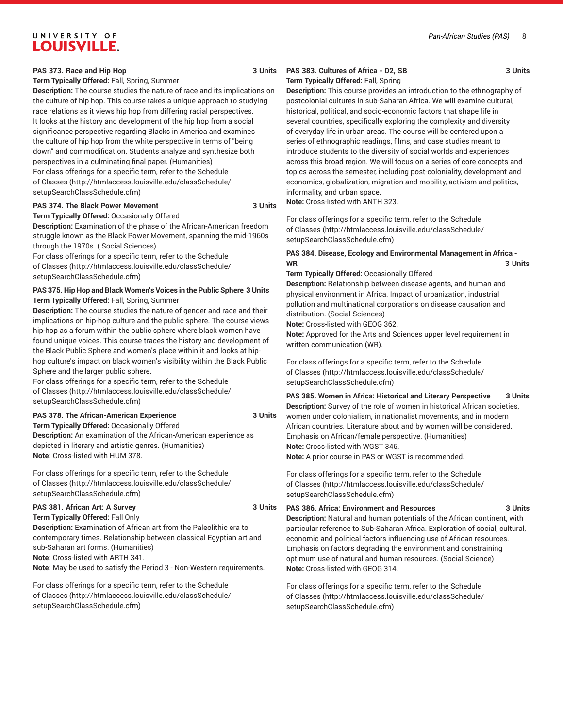**PAS 373. Race and Hip Hop** **3 Units**

**Term Typically Offered:** Fall, Spring, Summer

**Description:** The course studies the nature of race and its implications on the culture of hip hop. This course takes a unique approach to studying race relations as it views hip hop from differing racial perspectives. It looks at the history and development of the hip hop from a social significance perspective regarding Blacks in America and examines the culture of hip hop from the white perspective in terms of "being down" and commodification. Students analyze and synthesize both perspectives in a culminating final paper. (Humanities)

For class offerings for a specific term, refer to the Schedule of Classes (http://htmlaccess.louisville.edu/classSchedule/setupSearchClassSchedule.cfm)

**PAS 374. The Black Power Movement** **3 Units**

**Term Typically Offered:** Occasionally Offered

**Description:** Examination of the phase of the African-American freedom struggle known as the Black Power Movement, spanning the mid-1960s through the 1970s. ( Social Sciences)

For class offerings for a specific term, refer to the Schedule of Classes (http://htmlaccess.louisville.edu/classSchedule/setupSearchClassSchedule.cfm)

**PAS 375. Hip Hop and Black Women's Voices in the Public Sphere** **3 Units**

**Term Typically Offered:** Fall, Spring, Summer

**Description:** The course studies the nature of gender and race and their implications on hip-hop culture and the public sphere. The course views hip-hop as a forum within the public sphere where black women have found unique voices. This course traces the history and development of the Black Public Sphere and women's place within it and looks at hip-hop culture's impact on black women's visibility within the Black Public Sphere and the larger public sphere.

For class offerings for a specific term, refer to the Schedule of Classes (http://htmlaccess.louisville.edu/classSchedule/setupSearchClassSchedule.cfm)

**PAS 378. The African-American Experience** **3 Units**

**Term Typically Offered:** Occasionally Offered

**Description:** An examination of the African-American experience as depicted in literary and artistic genres. (Humanities)

**Note:** Cross-listed with HUM 378.

For class offerings for a specific term, refer to the Schedule of Classes (http://htmlaccess.louisville.edu/classSchedule/setupSearchClassSchedule.cfm)

**PAS 381. African Art: A Survey** **3 Units**

**Term Typically Offered:** Fall Only

**Description:** Examination of African art from the Paleolithic era to contemporary times. Relationship between classical Egyptian art and sub-Saharan art forms. (Humanities)

**Note:** Cross-listed with ARTH 341.

**Note:** May be used to satisfy the Period 3 - Non-Western requirements.

For class offerings for a specific term, refer to the Schedule of Classes (http://htmlaccess.louisville.edu/classSchedule/setupSearchClassSchedule.cfm)

**PAS 383. Cultures of Africa - D2, SB** **3 Units**

**Term Typically Offered:** Fall, Spring

**Description:** This course provides an introduction to the ethnography of postcolonial cultures in sub-Saharan Africa. We will examine cultural, historical, political, and socio-economic factors that shape life in several countries, specifically exploring the complexity and diversity of everyday life in urban areas. The course will be centered upon a series of ethnographic readings, films, and case studies meant to introduce students to the diversity of social worlds and experiences across this broad region. We will focus on a series of core concepts and topics across the semester, including post-coloniality, development and economics, globalization, migration and mobility, activism and politics, informality, and urban space.

**Note:** Cross-listed with ANTH 323.

For class offerings for a specific term, refer to the Schedule of Classes (http://htmlaccess.louisville.edu/classSchedule/setupSearchClassSchedule.cfm)

**PAS 384. Disease, Ecology and Environmental Management in Africa - WR** **3 Units**

**Term Typically Offered:** Occasionally Offered

**Description:** Relationship between disease agents, and human and physical environment in Africa. Impact of urbanization, industrial pollution and multinational corporations on disease causation and distribution. (Social Sciences)

**Note:** Cross-listed with GEOG 362.

**Note:** Approved for the Arts and Sciences upper level requirement in written communication (WR).

For class offerings for a specific term, refer to the Schedule of Classes (http://htmlaccess.louisville.edu/classSchedule/setupSearchClassSchedule.cfm)

**PAS 385. Women in Africa: Historical and Literary Perspective** **3 Units**

**Description:** Survey of the role of women in historical African societies, women under colonialism, in nationalist movements, and in modern African countries. Literature about and by women will be considered. Emphasis on African/female perspective. (Humanities)

**Note:** Cross-listed with WGST 346.

**Note:** A prior course in PAS or WGST is recommended.

For class offerings for a specific term, refer to the Schedule of Classes (http://htmlaccess.louisville.edu/classSchedule/setupSearchClassSchedule.cfm)

**PAS 386. Africa: Environment and Resources** **3 Units**

**Description:** Natural and human potentials of the African continent, with particular reference to Sub-Saharan Africa. Exploration of social, cultural, economic and political factors influencing use of African resources. Emphasis on factors degrading the environment and constraining optimum use of natural and human resources. (Social Science)

**Note:** Cross-listed with GEOG 314.

For class offerings for a specific term, refer to the Schedule of Classes (http://htmlaccess.louisville.edu/classSchedule/setupSearchClassSchedule.cfm)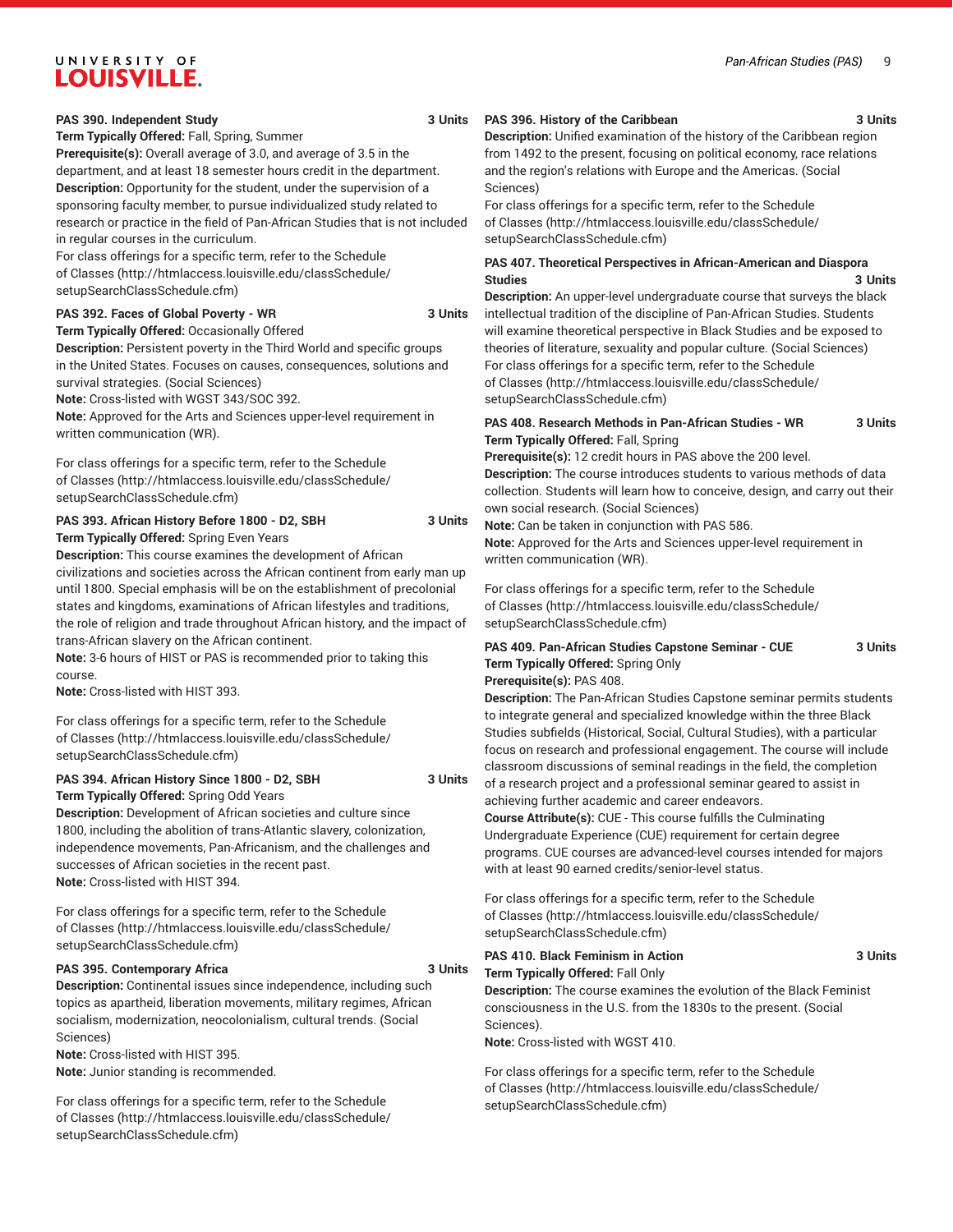**PAS 390. Independent Study** 3 Units

**Term Typically Offered:** Fall, Spring, Summer

**Prerequisite(s):** Overall average of 3.0, and average of 3.5 in the department, and at least 18 semester hours credit in the department.

**Description:** Opportunity for the student, under the supervision of a sponsoring faculty member, to pursue individualized study related to research or practice in the field of Pan-African Studies that is not included in regular courses in the curriculum.

For class offerings for a specific term, refer to the Schedule of Classes (http://htmlaccess.louisville.edu/classSchedule/setupSearchClassSchedule.cfm)

**PAS 392. Faces of Global Poverty - WR** 3 Units

**Term Typically Offered:** Occasionally Offered

**Description:** Persistent poverty in the Third World and specific groups in the United States. Focuses on causes, consequences, solutions and survival strategies. (Social Sciences)

**Note:** Cross-listed with WGST 343/SOC 392.

**Note:** Approved for the Arts and Sciences upper-level requirement in written communication (WR).

For class offerings for a specific term, refer to the Schedule of Classes (http://htmlaccess.louisville.edu/classSchedule/setupSearchClassSchedule.cfm)

**PAS 393. African History Before 1800 - D2, SBH** 3 Units

**Term Typically Offered:** Spring Even Years

**Description:** This course examines the development of African civilizations and societies across the African continent from early man up until 1800. Special emphasis will be on the establishment of precolonial states and kingdoms, examinations of African lifestyles and traditions, the role of religion and trade throughout African history, and the impact of trans-African slavery on the African continent.

**Note:** 3-6 hours of HIST or PAS is recommended prior to taking this course.

**Note:** Cross-listed with HIST 393.

For class offerings for a specific term, refer to the Schedule of Classes (http://htmlaccess.louisville.edu/classSchedule/setupSearchClassSchedule.cfm)

**PAS 394. African History Since 1800 - D2, SBH** 3 Units

**Term Typically Offered:** Spring Odd Years

**Description:** Development of African societies and culture since 1800, including the abolition of trans-Atlantic slavery, colonization, independence movements, Pan-Africanism, and the challenges and successes of African societies in the recent past.

**Note:** Cross-listed with HIST 394.

For class offerings for a specific term, refer to the Schedule of Classes (http://htmlaccess.louisville.edu/classSchedule/setupSearchClassSchedule.cfm)

**PAS 395. Contemporary Africa** 3 Units

**Description:** Continental issues since independence, including such topics as apartheid, liberation movements, military regimes, African socialism, modernization, neocolonialism, cultural trends. (Social Sciences)

**Note:** Cross-listed with HIST 395.

**Note:** Junior standing is recommended.

For class offerings for a specific term, refer to the Schedule of Classes (http://htmlaccess.louisville.edu/classSchedule/setupSearchClassSchedule.cfm)

**PAS 396. History of the Caribbean** 3 Units

**Description:** Unified examination of the history of the Caribbean region from 1492 to the present, focusing on political economy, race relations and the region's relations with Europe and the Americas. (Social Sciences)

For class offerings for a specific term, refer to the Schedule of Classes (http://htmlaccess.louisville.edu/classSchedule/setupSearchClassSchedule.cfm)

**PAS 407. Theoretical Perspectives in African-American and Diaspora Studies** 3 Units

**Description:** An upper-level undergraduate course that surveys the black intellectual tradition of the discipline of Pan-African Studies. Students will examine theoretical perspective in Black Studies and be exposed to theories of literature, sexuality and popular culture. (Social Sciences)

For class offerings for a specific term, refer to the Schedule of Classes (http://htmlaccess.louisville.edu/classSchedule/setupSearchClassSchedule.cfm)

**PAS 408. Research Methods in Pan-African Studies - WR** 3 Units

**Term Typically Offered:** Fall, Spring

**Prerequisite(s):** 12 credit hours in PAS above the 200 level.

**Description:** The course introduces students to various methods of data collection. Students will learn how to conceive, design, and carry out their own social research. (Social Sciences)

**Note:** Can be taken in conjunction with PAS 586.

**Note:** Approved for the Arts and Sciences upper-level requirement in written communication (WR).

For class offerings for a specific term, refer to the Schedule of Classes (http://htmlaccess.louisville.edu/classSchedule/setupSearchClassSchedule.cfm)

**PAS 409. Pan-African Studies Capstone Seminar - CUE** 3 Units

**Term Typically Offered:** Spring Only

**Prerequisite(s):** PAS 408.

**Description:** The Pan-African Studies Capstone seminar permits students to integrate general and specialized knowledge within the three Black Studies subfields (Historical, Social, Cultural Studies), with a particular focus on research and professional engagement. The course will include classroom discussions of seminal readings in the field, the completion of a research project and a professional seminar geared to assist in achieving further academic and career endeavors.

**Course Attribute(s):** CUE - This course fulfills the Culminating Undergraduate Experience (CUE) requirement for certain degree programs. CUE courses are advanced-level courses intended for majors with at least 90 earned credits/senior-level status.

For class offerings for a specific term, refer to the Schedule of Classes (http://htmlaccess.louisville.edu/classSchedule/setupSearchClassSchedule.cfm)

**PAS 410. Black Feminism in Action** 3 Units

**Term Typically Offered:** Fall Only

**Description:** The course examines the evolution of the Black Feminist consciousness in the U.S. from the 1830s to the present. (Social Sciences).

**Note:** Cross-listed with WGST 410.

For class offerings for a specific term, refer to the Schedule of Classes (http://htmlaccess.louisville.edu/classSchedule/setupSearchClassSchedule.cfm)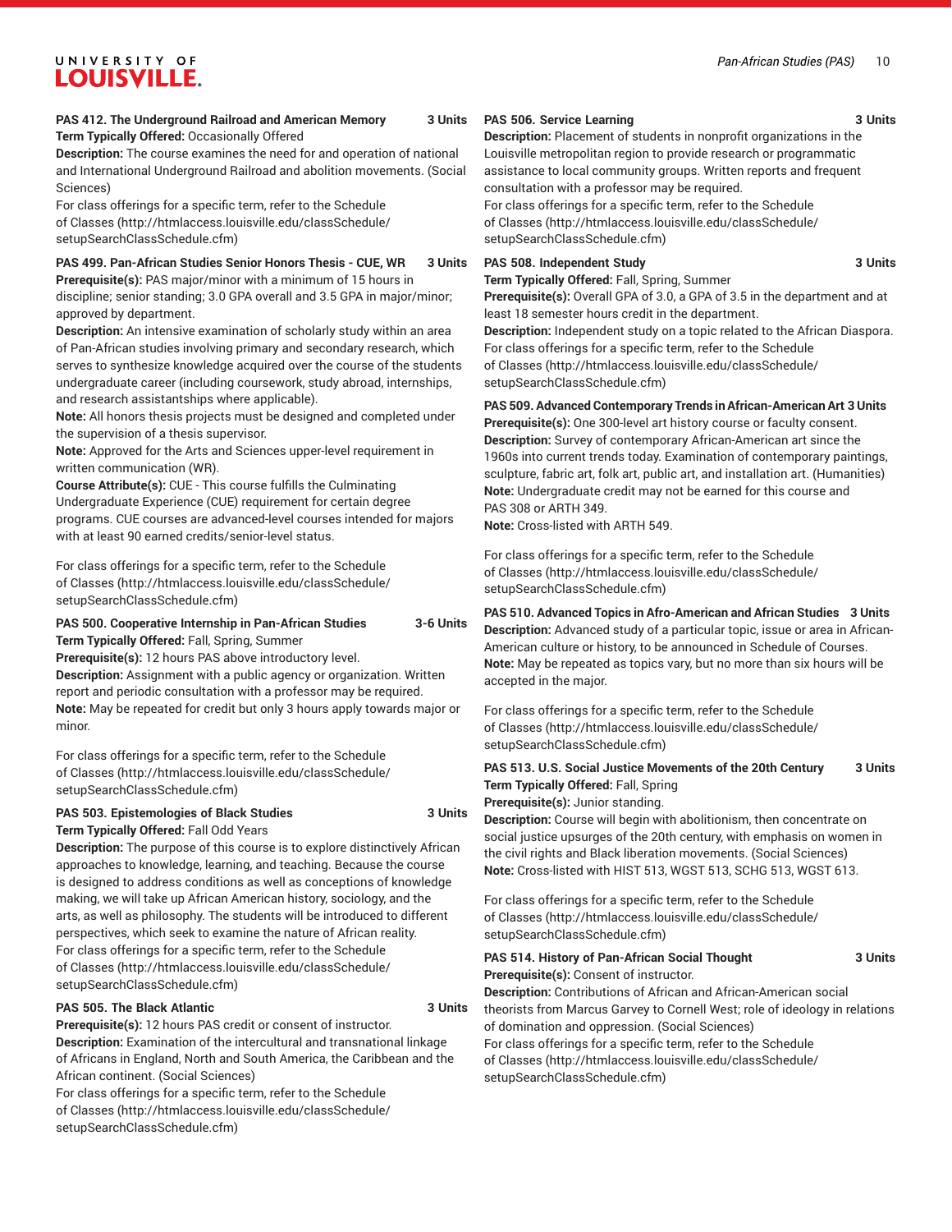**PAS 412. The Underground Railroad and American Memory 3 Units**
**Term Typically Offered:** Occasionally Offered
**Description:** The course examines the need for and operation of national and International Underground Railroad and abolition movements. (Social Sciences)
For class offerings for a specific term, refer to the Schedule of Classes (http://htmlaccess.louisville.edu/classSchedule/setupSearchClassSchedule.cfm)

**PAS 499. Pan-African Studies Senior Honors Thesis - CUE, WR 3 Units**
**Prerequisite(s):** PAS major/minor with a minimum of 15 hours in discipline; senior standing; 3.0 GPA overall and 3.5 GPA in major/minor; approved by department.
**Description:** An intensive examination of scholarly study within an area of Pan-African studies involving primary and secondary research, which serves to synthesize knowledge acquired over the course of the students undergraduate career (including coursework, study abroad, internships, and research assistantships where applicable).
**Note:** All honors thesis projects must be designed and completed under the supervision of a thesis supervisor.
**Note:** Approved for the Arts and Sciences upper-level requirement in written communication (WR).
**Course Attribute(s):** CUE - This course fulfills the Culminating Undergraduate Experience (CUE) requirement for certain degree programs. CUE courses are advanced-level courses intended for majors with at least 90 earned credits/senior-level status.

For class offerings for a specific term, refer to the Schedule of Classes (http://htmlaccess.louisville.edu/classSchedule/setupSearchClassSchedule.cfm)

**PAS 500. Cooperative Internship in Pan-African Studies 3-6 Units**
**Term Typically Offered:** Fall, Spring, Summer
**Prerequisite(s):** 12 hours PAS above introductory level.
**Description:** Assignment with a public agency or organization. Written report and periodic consultation with a professor may be required.
**Note:** May be repeated for credit but only 3 hours apply towards major or minor.

For class offerings for a specific term, refer to the Schedule of Classes (http://htmlaccess.louisville.edu/classSchedule/setupSearchClassSchedule.cfm)

**PAS 503. Epistemologies of Black Studies 3 Units**
**Term Typically Offered:** Fall Odd Years
**Description:** The purpose of this course is to explore distinctively African approaches to knowledge, learning, and teaching. Because the course is designed to address conditions as well as conceptions of knowledge making, we will take up African American history, sociology, and the arts, as well as philosophy. The students will be introduced to different perspectives, which seek to examine the nature of African reality.
For class offerings for a specific term, refer to the Schedule of Classes (http://htmlaccess.louisville.edu/classSchedule/setupSearchClassSchedule.cfm)

**PAS 505. The Black Atlantic 3 Units**
**Prerequisite(s):** 12 hours PAS credit or consent of instructor.
**Description:** Examination of the intercultural and transnational linkage of Africans in England, North and South America, the Caribbean and the African continent. (Social Sciences)
For class offerings for a specific term, refer to the Schedule of Classes (http://htmlaccess.louisville.edu/classSchedule/setupSearchClassSchedule.cfm)

**PAS 506. Service Learning 3 Units**
**Description:** Placement of students in nonprofit organizations in the Louisville metropolitan region to provide research or programmatic assistance to local community groups. Written reports and frequent consultation with a professor may be required.
For class offerings for a specific term, refer to the Schedule of Classes (http://htmlaccess.louisville.edu/classSchedule/setupSearchClassSchedule.cfm)

**PAS 508. Independent Study 3 Units**
**Term Typically Offered:** Fall, Spring, Summer
**Prerequisite(s):** Overall GPA of 3.0, a GPA of 3.5 in the department and at least 18 semester hours credit in the department.
**Description:** Independent study on a topic related to the African Diaspora.
For class offerings for a specific term, refer to the Schedule of Classes (http://htmlaccess.louisville.edu/classSchedule/setupSearchClassSchedule.cfm)

**PAS 509. Advanced Contemporary Trends in African-American Art 3 Units**
**Prerequisite(s):** One 300-level art history course or faculty consent.
**Description:** Survey of contemporary African-American art since the 1960s into current trends today. Examination of contemporary paintings, sculpture, fabric art, folk art, public art, and installation art. (Humanities)
**Note:** Undergraduate credit may not be earned for this course and PAS 308 or ARTH 349.
**Note:** Cross-listed with ARTH 549.

For class offerings for a specific term, refer to the Schedule of Classes (http://htmlaccess.louisville.edu/classSchedule/setupSearchClassSchedule.cfm)

**PAS 510. Advanced Topics in Afro-American and African Studies 3 Units**
**Description:** Advanced study of a particular topic, issue or area in African-American culture or history, to be announced in Schedule of Courses.
**Note:** May be repeated as topics vary, but no more than six hours will be accepted in the major.

For class offerings for a specific term, refer to the Schedule of Classes (http://htmlaccess.louisville.edu/classSchedule/setupSearchClassSchedule.cfm)

**PAS 513. U.S. Social Justice Movements of the 20th Century 3 Units**
**Term Typically Offered:** Fall, Spring
**Prerequisite(s):** Junior standing.
**Description:** Course will begin with abolitionism, then concentrate on social justice upsurges of the 20th century, with emphasis on women in the civil rights and Black liberation movements. (Social Sciences)
**Note:** Cross-listed with HIST 513, WGST 513, SCHG 513, WGST 613.

For class offerings for a specific term, refer to the Schedule of Classes (http://htmlaccess.louisville.edu/classSchedule/setupSearchClassSchedule.cfm)

**PAS 514. History of Pan-African Social Thought 3 Units**
**Prerequisite(s):** Consent of instructor.
**Description:** Contributions of African and African-American social theorists from Marcus Garvey to Cornell West; role of ideology in relations of domination and oppression. (Social Sciences)
For class offerings for a specific term, refer to the Schedule of Classes (http://htmlaccess.louisville.edu/classSchedule/setupSearchClassSchedule.cfm)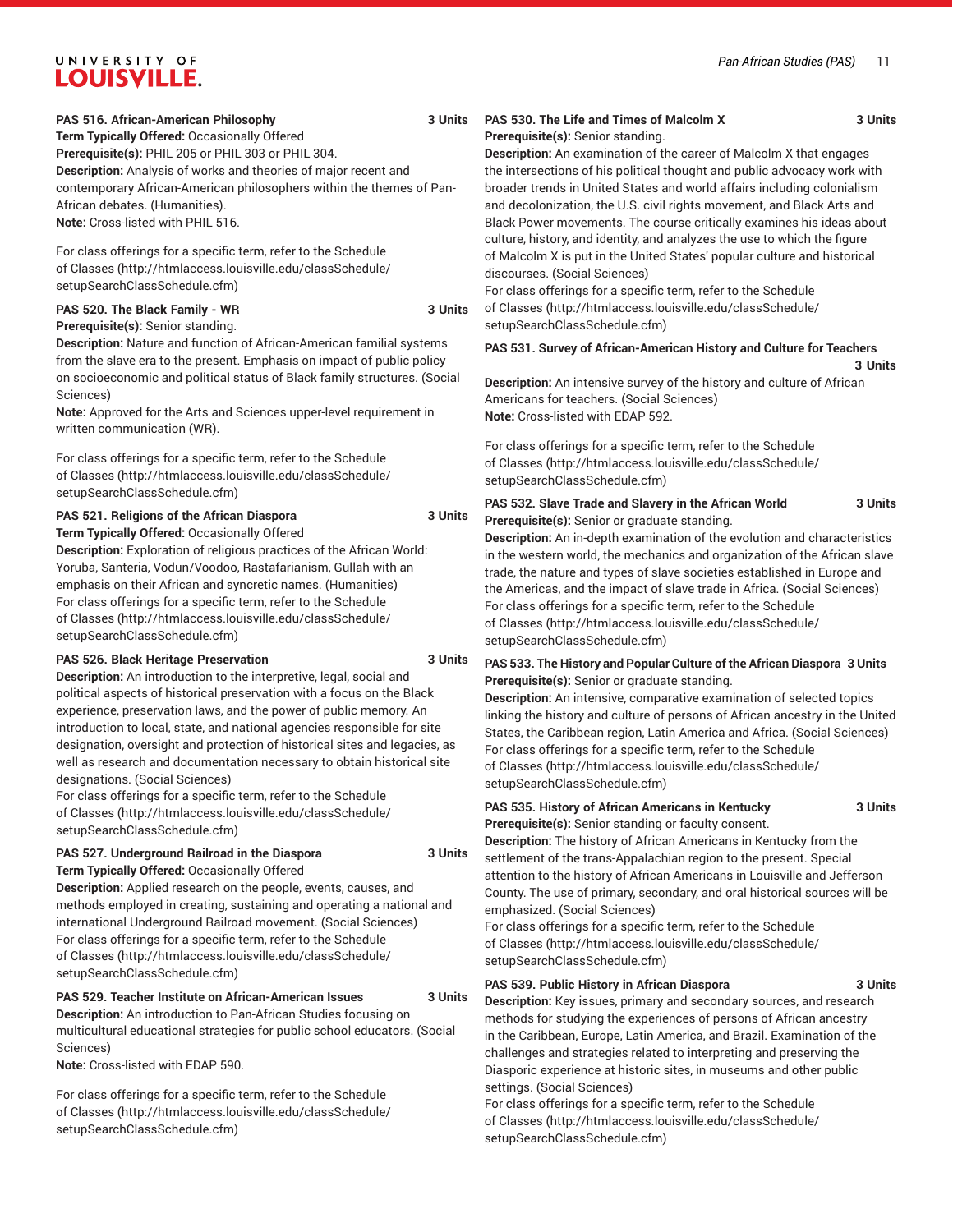**PAS 516. African-American Philosophy** 3 Units
**Term Typically Offered:** Occasionally Offered
**Prerequisite(s):** PHIL 205 or PHIL 303 or PHIL 304.
**Description:** Analysis of works and theories of major recent and contemporary African-American philosophers within the themes of Pan-African debates. (Humanities).
**Note:** Cross-listed with PHIL 516.

For class offerings for a specific term, refer to the Schedule of Classes (http://htmlaccess.louisville.edu/classSchedule/setupSearchClassSchedule.cfm)

**PAS 520. The Black Family - WR** 3 Units
**Prerequisite(s):** Senior standing.
**Description:** Nature and function of African-American familial systems from the slave era to the present. Emphasis on impact of public policy on socioeconomic and political status of Black family structures. (Social Sciences)
**Note:** Approved for the Arts and Sciences upper-level requirement in written communication (WR).

For class offerings for a specific term, refer to the Schedule of Classes (http://htmlaccess.louisville.edu/classSchedule/setupSearchClassSchedule.cfm)

**PAS 521. Religions of the African Diaspora** 3 Units
**Term Typically Offered:** Occasionally Offered
**Description:** Exploration of religious practices of the African World: Yoruba, Santeria, Vodun/Voodoo, Rastafarianism, Gullah with an emphasis on their African and syncretic names. (Humanities)
For class offerings for a specific term, refer to the Schedule of Classes (http://htmlaccess.louisville.edu/classSchedule/setupSearchClassSchedule.cfm)

**PAS 526. Black Heritage Preservation** 3 Units
**Description:** An introduction to the interpretive, legal, social and political aspects of historical preservation with a focus on the Black experience, preservation laws, and the power of public memory. An introduction to local, state, and national agencies responsible for site designation, oversight and protection of historical sites and legacies, as well as research and documentation necessary to obtain historical site designations. (Social Sciences)
For class offerings for a specific term, refer to the Schedule of Classes (http://htmlaccess.louisville.edu/classSchedule/setupSearchClassSchedule.cfm)

**PAS 527. Underground Railroad in the Diaspora** 3 Units
**Term Typically Offered:** Occasionally Offered
**Description:** Applied research on the people, events, causes, and methods employed in creating, sustaining and operating a national and international Underground Railroad movement. (Social Sciences)
For class offerings for a specific term, refer to the Schedule of Classes (http://htmlaccess.louisville.edu/classSchedule/setupSearchClassSchedule.cfm)

**PAS 529. Teacher Institute on African-American Issues** 3 Units
**Description:** An introduction to Pan-African Studies focusing on multicultural educational strategies for public school educators. (Social Sciences)
**Note:** Cross-listed with EDAP 590.

For class offerings for a specific term, refer to the Schedule of Classes (http://htmlaccess.louisville.edu/classSchedule/setupSearchClassSchedule.cfm)

**PAS 530. The Life and Times of Malcolm X** 3 Units
**Prerequisite(s):** Senior standing.
**Description:** An examination of the career of Malcolm X that engages the intersections of his political thought and public advocacy work with broader trends in United States and world affairs including colonialism and decolonization, the U.S. civil rights movement, and Black Arts and Black Power movements. The course critically examines his ideas about culture, history, and identity, and analyzes the use to which the figure of Malcolm X is put in the United States' popular culture and historical discourses. (Social Sciences)
For class offerings for a specific term, refer to the Schedule of Classes (http://htmlaccess.louisville.edu/classSchedule/setupSearchClassSchedule.cfm)

**PAS 531. Survey of African-American History and Culture for Teachers** 3 Units
**Description:** An intensive survey of the history and culture of African Americans for teachers. (Social Sciences)
**Note:** Cross-listed with EDAP 592.

For class offerings for a specific term, refer to the Schedule of Classes (http://htmlaccess.louisville.edu/classSchedule/setupSearchClassSchedule.cfm)

**PAS 532. Slave Trade and Slavery in the African World** 3 Units
**Prerequisite(s):** Senior or graduate standing.
**Description:** An in-depth examination of the evolution and characteristics in the western world, the mechanics and organization of the African slave trade, the nature and types of slave societies established in Europe and the Americas, and the impact of slave trade in Africa. (Social Sciences)
For class offerings for a specific term, refer to the Schedule of Classes (http://htmlaccess.louisville.edu/classSchedule/setupSearchClassSchedule.cfm)

**PAS 533. The History and Popular Culture of the African Diaspora** 3 Units
**Prerequisite(s):** Senior or graduate standing.
**Description:** An intensive, comparative examination of selected topics linking the history and culture of persons of African ancestry in the United States, the Caribbean region, Latin America and Africa. (Social Sciences)
For class offerings for a specific term, refer to the Schedule of Classes (http://htmlaccess.louisville.edu/classSchedule/setupSearchClassSchedule.cfm)

**PAS 535. History of African Americans in Kentucky** 3 Units
**Prerequisite(s):** Senior standing or faculty consent.
**Description:** The history of African Americans in Kentucky from the settlement of the trans-Appalachian region to the present. Special attention to the history of African Americans in Louisville and Jefferson County. The use of primary, secondary, and oral historical sources will be emphasized. (Social Sciences)
For class offerings for a specific term, refer to the Schedule of Classes (http://htmlaccess.louisville.edu/classSchedule/setupSearchClassSchedule.cfm)

**PAS 539. Public History in African Diaspora** 3 Units
**Description:** Key issues, primary and secondary sources, and research methods for studying the experiences of persons of African ancestry in the Caribbean, Europe, Latin America, and Brazil. Examination of the challenges and strategies related to interpreting and preserving the Diasporic experience at historic sites, in museums and other public settings. (Social Sciences)
For class offerings for a specific term, refer to the Schedule of Classes (http://htmlaccess.louisville.edu/classSchedule/setupSearchClassSchedule.cfm)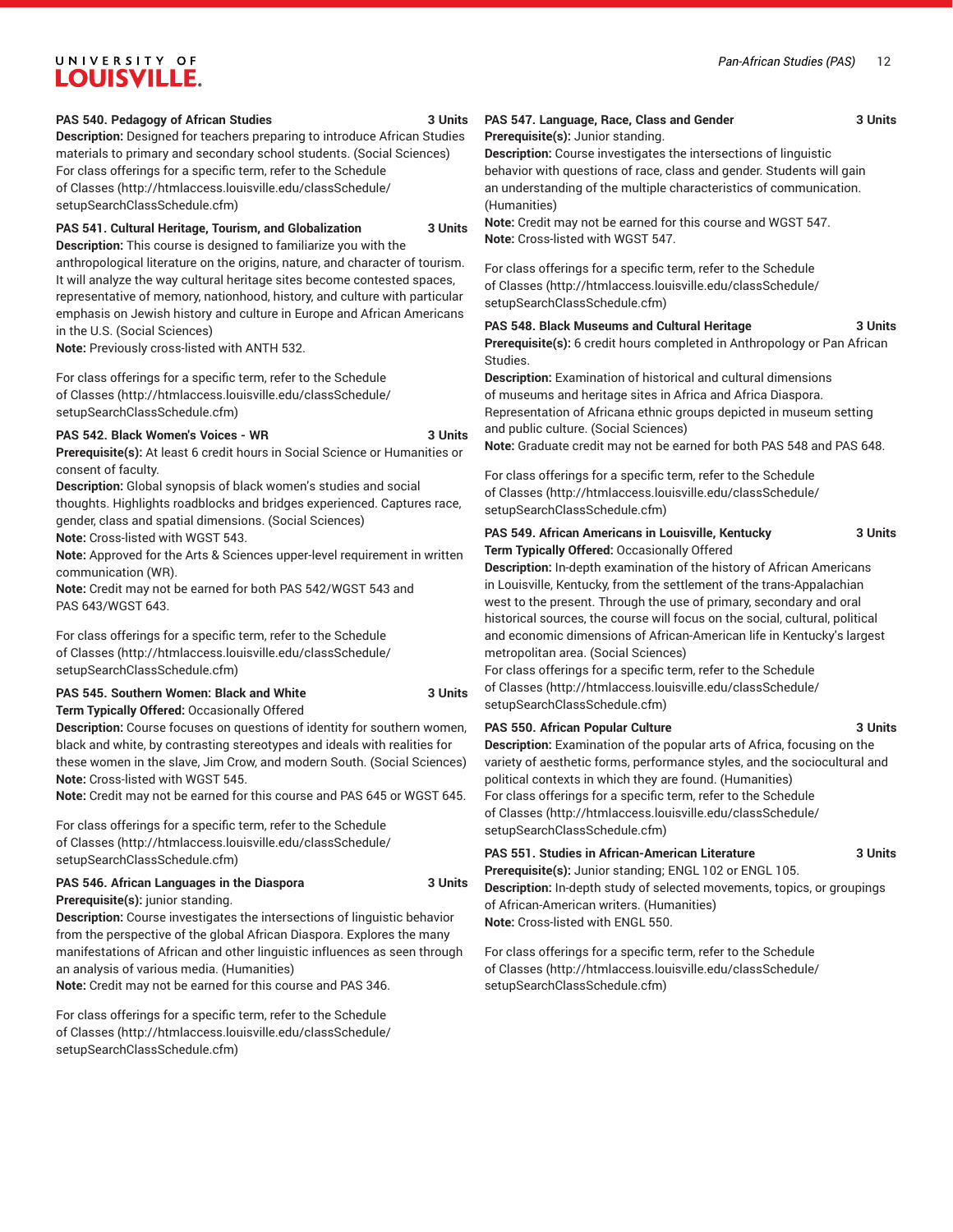**PAS 540. Pedagogy of African Studies 3 Units**

**Description:** Designed for teachers preparing to introduce African Studies materials to primary and secondary school students. (Social Sciences)

For class offerings for a specific term, refer to the Schedule of Classes (http://htmlaccess.louisville.edu/classSchedule/setupSearchClassSchedule.cfm)

**PAS 541. Cultural Heritage, Tourism, and Globalization 3 Units**

**Description:** This course is designed to familiarize you with the anthropological literature on the origins, nature, and character of tourism. It will analyze the way cultural heritage sites become contested spaces, representative of memory, nationhood, history, and culture with particular emphasis on Jewish history and culture in Europe and African Americans in the U.S. (Social Sciences)

**Note:** Previously cross-listed with ANTH 532.

For class offerings for a specific term, refer to the Schedule of Classes (http://htmlaccess.louisville.edu/classSchedule/setupSearchClassSchedule.cfm)

**PAS 542. Black Women's Voices - WR 3 Units**

**Prerequisite(s):** At least 6 credit hours in Social Science or Humanities or consent of faculty.

**Description:** Global synopsis of black women's studies and social thoughts. Highlights roadblocks and bridges experienced. Captures race, gender, class and spatial dimensions. (Social Sciences)

**Note:** Cross-listed with WGST 543.

**Note:** Approved for the Arts & Sciences upper-level requirement in written communication (WR).

**Note:** Credit may not be earned for both PAS 542/WGST 543 and PAS 643/WGST 643.

For class offerings for a specific term, refer to the Schedule of Classes (http://htmlaccess.louisville.edu/classSchedule/setupSearchClassSchedule.cfm)

**PAS 545. Southern Women: Black and White 3 Units**

**Term Typically Offered:** Occasionally Offered

**Description:** Course focuses on questions of identity for southern women, black and white, by contrasting stereotypes and ideals with realities for these women in the slave, Jim Crow, and modern South. (Social Sciences)

**Note:** Cross-listed with WGST 545.

**Note:** Credit may not be earned for this course and PAS 645 or WGST 645.

For class offerings for a specific term, refer to the Schedule of Classes (http://htmlaccess.louisville.edu/classSchedule/setupSearchClassSchedule.cfm)

**PAS 546. African Languages in the Diaspora 3 Units**

**Prerequisite(s):** junior standing.

**Description:** Course investigates the intersections of linguistic behavior from the perspective of the global African Diaspora. Explores the many manifestations of African and other linguistic influences as seen through an analysis of various media. (Humanities)

**Note:** Credit may not be earned for this course and PAS 346.

For class offerings for a specific term, refer to the Schedule of Classes (http://htmlaccess.louisville.edu/classSchedule/setupSearchClassSchedule.cfm)

**PAS 547. Language, Race, Class and Gender 3 Units**

**Prerequisite(s):** Junior standing.

**Description:** Course investigates the intersections of linguistic behavior with questions of race, class and gender. Students will gain an understanding of the multiple characteristics of communication. (Humanities)

**Note:** Credit may not be earned for this course and WGST 547.

**Note:** Cross-listed with WGST 547.

For class offerings for a specific term, refer to the Schedule of Classes (http://htmlaccess.louisville.edu/classSchedule/setupSearchClassSchedule.cfm)

**PAS 548. Black Museums and Cultural Heritage 3 Units**

**Prerequisite(s):** 6 credit hours completed in Anthropology or Pan African Studies.

**Description:** Examination of historical and cultural dimensions of museums and heritage sites in Africa and Africa Diaspora. Representation of Africana ethnic groups depicted in museum setting and public culture. (Social Sciences)

**Note:** Graduate credit may not be earned for both PAS 548 and PAS 648.

For class offerings for a specific term, refer to the Schedule of Classes (http://htmlaccess.louisville.edu/classSchedule/setupSearchClassSchedule.cfm)

**PAS 549. African Americans in Louisville, Kentucky 3 Units**

**Term Typically Offered:** Occasionally Offered

**Description:** In-depth examination of the history of African Americans in Louisville, Kentucky, from the settlement of the trans-Appalachian west to the present. Through the use of primary, secondary and oral historical sources, the course will focus on the social, cultural, political and economic dimensions of African-American life in Kentucky's largest metropolitan area. (Social Sciences)

For class offerings for a specific term, refer to the Schedule of Classes (http://htmlaccess.louisville.edu/classSchedule/setupSearchClassSchedule.cfm)

**PAS 550. African Popular Culture 3 Units**

**Description:** Examination of the popular arts of Africa, focusing on the variety of aesthetic forms, performance styles, and the sociocultural and political contexts in which they are found. (Humanities)

For class offerings for a specific term, refer to the Schedule of Classes (http://htmlaccess.louisville.edu/classSchedule/setupSearchClassSchedule.cfm)

**PAS 551. Studies in African-American Literature 3 Units**

**Prerequisite(s):** Junior standing; ENGL 102 or ENGL 105.

**Description:** In-depth study of selected movements, topics, or groupings of African-American writers. (Humanities)

**Note:** Cross-listed with ENGL 550.

For class offerings for a specific term, refer to the Schedule of Classes (http://htmlaccess.louisville.edu/classSchedule/setupSearchClassSchedule.cfm)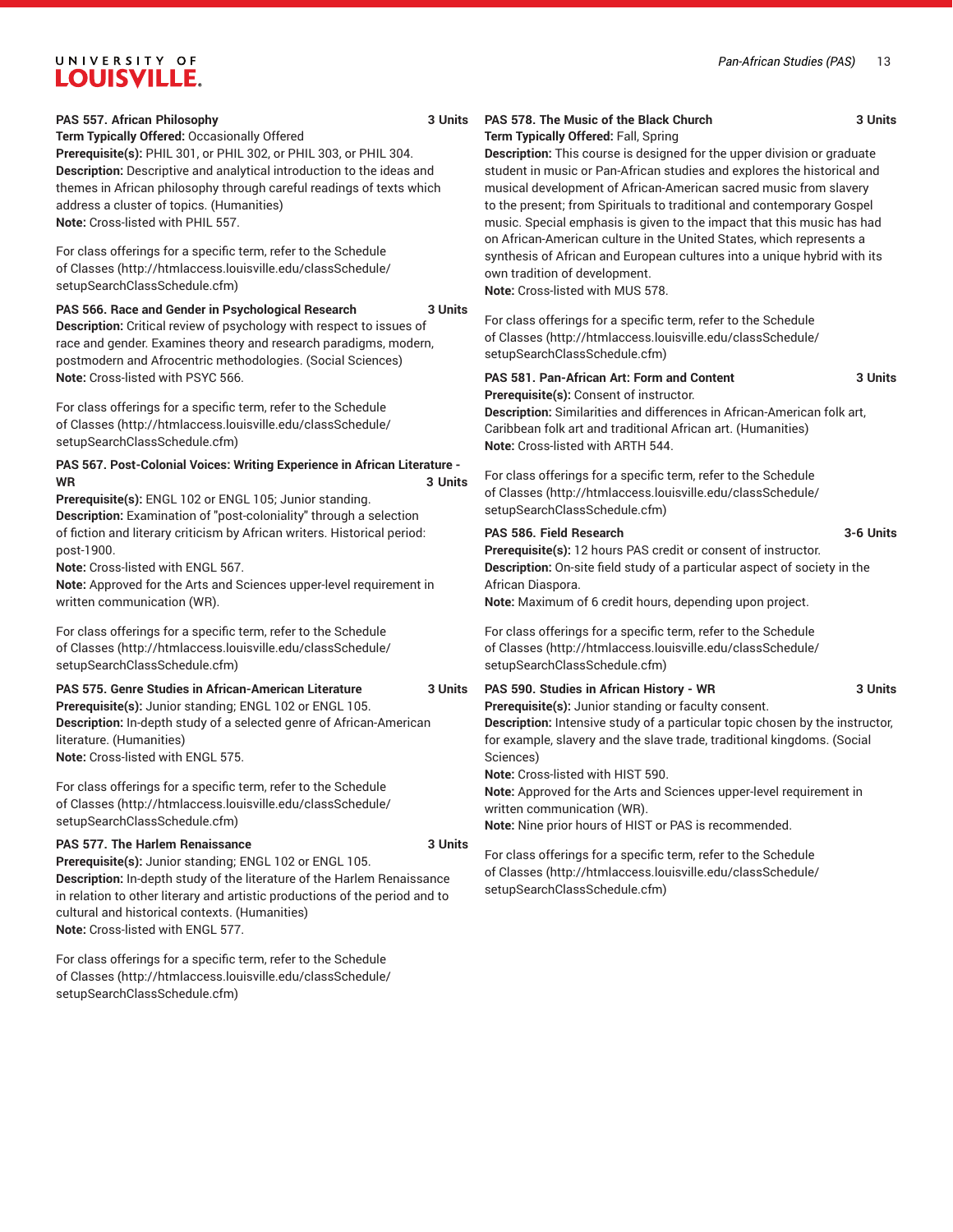**PAS 557. African Philosophy** **3 Units**
**Term Typically Offered:** Occasionally Offered
**Prerequisite(s):** PHIL 301, or PHIL 302, or PHIL 303, or PHIL 304.
**Description:** Descriptive and analytical introduction to the ideas and themes in African philosophy through careful readings of texts which address a cluster of topics. (Humanities)
**Note:** Cross-listed with PHIL 557.

For class offerings for a specific term, refer to the Schedule of Classes (http://htmlaccess.louisville.edu/classSchedule/setupSearchClassSchedule.cfm)

**PAS 566. Race and Gender in Psychological Research** **3 Units**
**Description:** Critical review of psychology with respect to issues of race and gender. Examines theory and research paradigms, modern, postmodern and Afrocentric methodologies. (Social Sciences)
**Note:** Cross-listed with PSYC 566.

For class offerings for a specific term, refer to the Schedule of Classes (http://htmlaccess.louisville.edu/classSchedule/setupSearchClassSchedule.cfm)

**PAS 567. Post-Colonial Voices: Writing Experience in African Literature - WR** **3 Units**
**Prerequisite(s):** ENGL 102 or ENGL 105; Junior standing.
**Description:** Examination of "post-coloniality" through a selection of fiction and literary criticism by African writers. Historical period: post-1900.
**Note:** Cross-listed with ENGL 567.
**Note:** Approved for the Arts and Sciences upper-level requirement in written communication (WR).

For class offerings for a specific term, refer to the Schedule of Classes (http://htmlaccess.louisville.edu/classSchedule/setupSearchClassSchedule.cfm)

**PAS 575. Genre Studies in African-American Literature** **3 Units**
**Prerequisite(s):** Junior standing; ENGL 102 or ENGL 105.
**Description:** In-depth study of a selected genre of African-American literature. (Humanities)
**Note:** Cross-listed with ENGL 575.

For class offerings for a specific term, refer to the Schedule of Classes (http://htmlaccess.louisville.edu/classSchedule/setupSearchClassSchedule.cfm)

**PAS 577. The Harlem Renaissance** **3 Units**
**Prerequisite(s):** Junior standing; ENGL 102 or ENGL 105.
**Description:** In-depth study of the literature of the Harlem Renaissance in relation to other literary and artistic productions of the period and to cultural and historical contexts. (Humanities)
**Note:** Cross-listed with ENGL 577.

For class offerings for a specific term, refer to the Schedule of Classes (http://htmlaccess.louisville.edu/classSchedule/setupSearchClassSchedule.cfm)

**PAS 578. The Music of the Black Church** **3 Units**
**Term Typically Offered:** Fall, Spring
**Description:** This course is designed for the upper division or graduate student in music or Pan-African studies and explores the historical and musical development of African-American sacred music from slavery to the present; from Spirituals to traditional and contemporary Gospel music. Special emphasis is given to the impact that this music has had on African-American culture in the United States, which represents a synthesis of African and European cultures into a unique hybrid with its own tradition of development.
**Note:** Cross-listed with MUS 578.

For class offerings for a specific term, refer to the Schedule of Classes (http://htmlaccess.louisville.edu/classSchedule/setupSearchClassSchedule.cfm)

**PAS 581. Pan-African Art: Form and Content** **3 Units**
**Prerequisite(s):** Consent of instructor.
**Description:** Similarities and differences in African-American folk art, Caribbean folk art and traditional African art. (Humanities)
**Note:** Cross-listed with ARTH 544.

For class offerings for a specific term, refer to the Schedule of Classes (http://htmlaccess.louisville.edu/classSchedule/setupSearchClassSchedule.cfm)

**PAS 586. Field Research** **3-6 Units**
**Prerequisite(s):** 12 hours PAS credit or consent of instructor.
**Description:** On-site field study of a particular aspect of society in the African Diaspora.
**Note:** Maximum of 6 credit hours, depending upon project.

For class offerings for a specific term, refer to the Schedule of Classes (http://htmlaccess.louisville.edu/classSchedule/setupSearchClassSchedule.cfm)

**PAS 590. Studies in African History - WR** **3 Units**
**Prerequisite(s):** Junior standing or faculty consent.
**Description:** Intensive study of a particular topic chosen by the instructor, for example, slavery and the slave trade, traditional kingdoms. (Social Sciences)
**Note:** Cross-listed with HIST 590.
**Note:** Approved for the Arts and Sciences upper-level requirement in written communication (WR).
**Note:** Nine prior hours of HIST or PAS is recommended.

For class offerings for a specific term, refer to the Schedule of Classes (http://htmlaccess.louisville.edu/classSchedule/setupSearchClassSchedule.cfm)